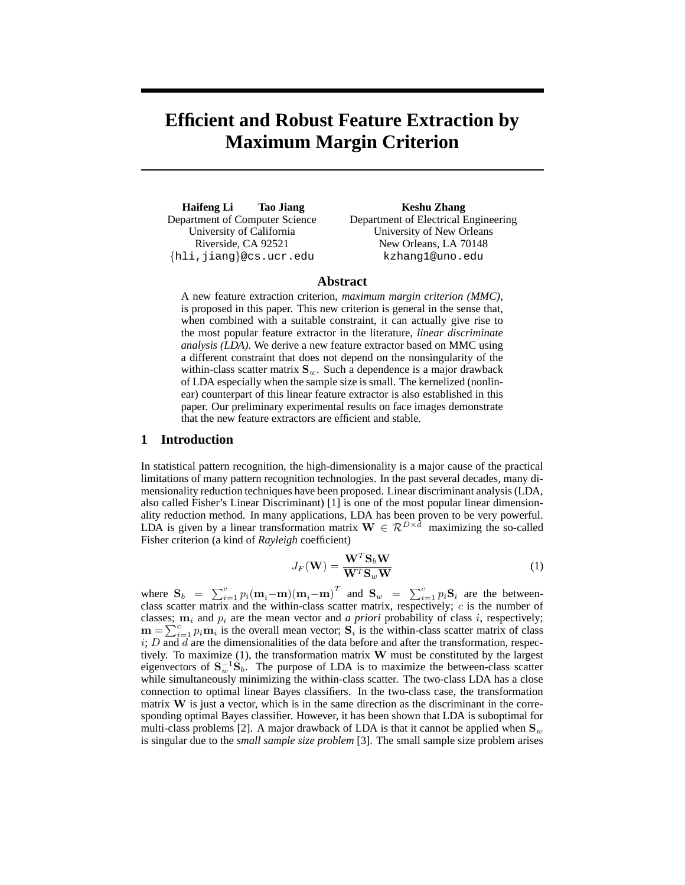# Efficient and Robust Feature Extraction by Maximum Margin Criterion

**Haifeng Li** **Tao Jiang**
Department of Computer Science
University of California
Riverside, CA 92521
{hli,jiang}@cs.ucr.edu

**Keshu Zhang**
Department of Electrical Engineering
University of New Orleans
New Orleans, LA 70148
kzhang1@uno.edu

## Abstract

A new feature extraction criterion, *maximum margin criterion (MMC)*, is proposed in this paper. This new criterion is general in the sense that, when combined with a suitable constraint, it can actually give rise to the most popular feature extractor in the literature, *linear discriminate analysis (LDA)*. We derive a new feature extractor based on MMC using a different constraint that does not depend on the nonsingularity of the within-class scatter matrix $\mathbf{S}_w$. Such a dependence is a major drawback of LDA especially when the sample size is small. The kernelized (nonlinear) counterpart of this linear feature extractor is also established in this paper. Our preliminary experimental results on face images demonstrate that the new feature extractors are efficient and stable.

## 1 Introduction

In statistical pattern recognition, the high-dimensionality is a major cause of the practical limitations of many pattern recognition technologies. In the past several decades, many dimensionality reduction techniques have been proposed. Linear discriminant analysis (LDA, also called Fisher's Linear Discriminant) [1] is one of the most popular linear dimensionality reduction method. In many applications, LDA has been proven to be very powerful. LDA is given by a linear transformation matrix $\mathbf{W} \in \mathcal{R}^{D \times d}$ maximizing the so-called Fisher criterion (a kind of *Rayleigh* coefficient)

$$J_F(\mathbf{W}) = \frac{\mathbf{W}^T \mathbf{S}_b \mathbf{W}}{\mathbf{W}^T \mathbf{S}_w \mathbf{W}} \tag{1}$$

where $\mathbf{S}_b = \sum_{i=1}^{c} p_i (\mathbf{m}_i - \mathbf{m})(\mathbf{m}_i - \mathbf{m})^T$ and $\mathbf{S}_w = \sum_{i=1}^{c} p_i \mathbf{S}_i$ are the between-class scatter matrix and the within-class scatter matrix, respectively; $c$ is the number of classes; $\mathbf{m}_i$ and $p_i$ are the mean vector and *a priori* probability of class $i$, respectively; $\mathbf{m} = \sum_{i=1}^{c} p_i \mathbf{m}_i$ is the overall mean vector; $\mathbf{S}_i$ is the within-class scatter matrix of class $i$; $D$ and $d$ are the dimensionalities of the data before and after the transformation, respectively. To maximize (1), the transformation matrix $\mathbf{W}$ must be constituted by the largest eigenvectors of $\mathbf{S}_w^{-1} \mathbf{S}_b$. The purpose of LDA is to maximize the between-class scatter while simultaneously minimizing the within-class scatter. The two-class LDA has a close connection to optimal linear Bayes classifiers. In the two-class case, the transformation matrix $\mathbf{W}$ is just a vector, which is in the same direction as the discriminant in the corresponding optimal Bayes classifier. However, it has been shown that LDA is suboptimal for multi-class problems [2]. A major drawback of LDA is that it cannot be applied when $\mathbf{S}_w$ is singular due to the *small sample size problem* [3]. The small sample size problem arises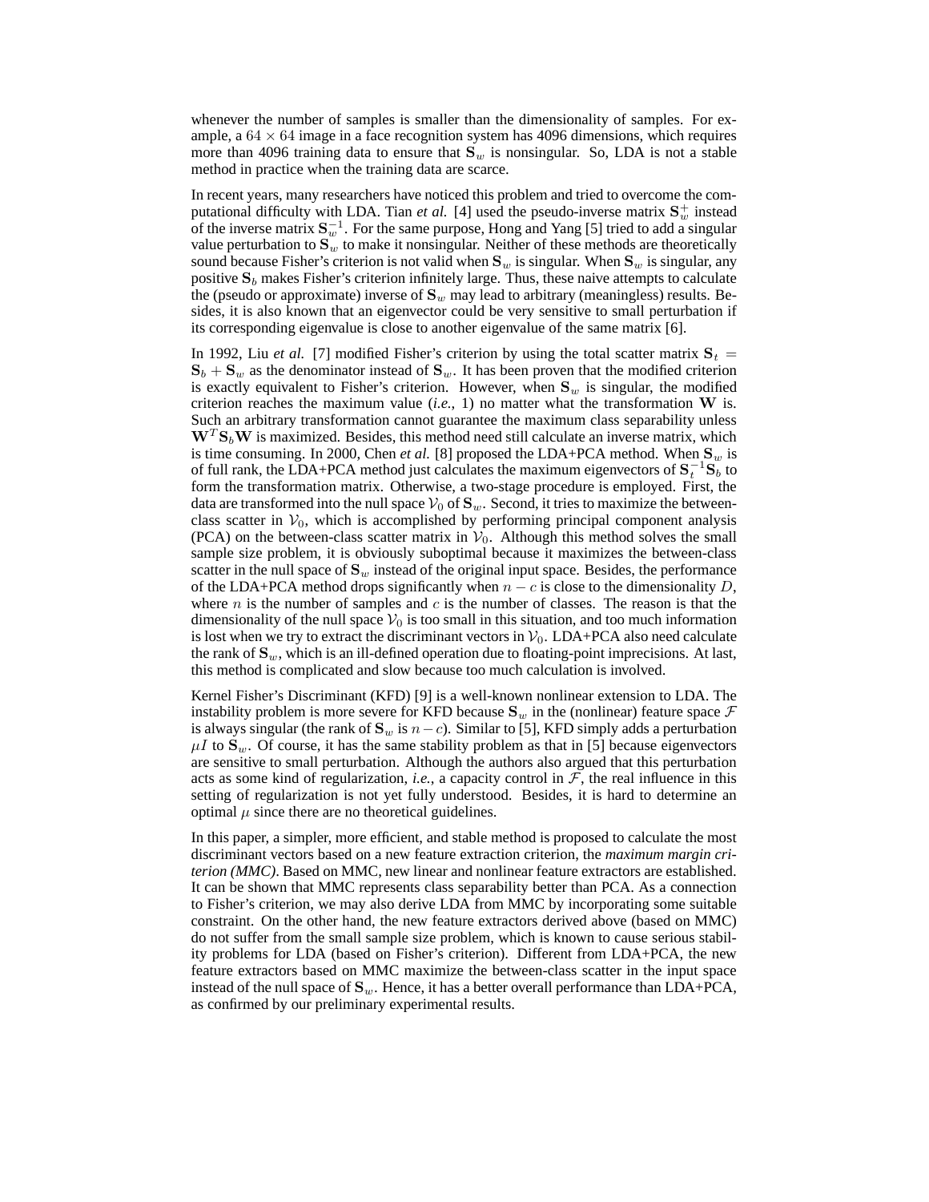whenever the number of samples is smaller than the dimensionality of samples. For example, a $64 \times 64$ image in a face recognition system has 4096 dimensions, which requires more than 4096 training data to ensure that $\mathbf{S}_w$ is nonsingular. So, LDA is not a stable method in practice when the training data are scarce.

In recent years, many researchers have noticed this problem and tried to overcome the computational difficulty with LDA. Tian *et al.* [4] used the pseudo-inverse matrix $\mathbf{S}_w^+$ instead of the inverse matrix $\mathbf{S}_w^{-1}$. For the same purpose, Hong and Yang [5] tried to add a singular value perturbation to $\mathbf{S}_w$ to make it nonsingular. Neither of these methods are theoretically sound because Fisher's criterion is not valid when $\mathbf{S}_w$ is singular. When $\mathbf{S}_w$ is singular, any positive $\mathbf{S}_b$ makes Fisher's criterion infinitely large. Thus, these naive attempts to calculate the (pseudo or approximate) inverse of $\mathbf{S}_w$ may lead to arbitrary (meaningless) results. Besides, it is also known that an eigenvector could be very sensitive to small perturbation if its corresponding eigenvalue is close to another eigenvalue of the same matrix [6].

In 1992, Liu *et al.* [7] modified Fisher's criterion by using the total scatter matrix $\mathbf{S}_t = \mathbf{S}_b + \mathbf{S}_w$ as the denominator instead of $\mathbf{S}_w$. It has been proven that the modified criterion is exactly equivalent to Fisher's criterion. However, when $\mathbf{S}_w$ is singular, the modified criterion reaches the maximum value (*i.e.*, 1) no matter what the transformation $\mathbf{W}$ is. Such an arbitrary transformation cannot guarantee the maximum class separability unless $\mathbf{W}^T\mathbf{S}_b\mathbf{W}$ is maximized. Besides, this method need still calculate an inverse matrix, which is time consuming. In 2000, Chen *et al.* [8] proposed the LDA+PCA method. When $\mathbf{S}_w$ is of full rank, the LDA+PCA method just calculates the maximum eigenvectors of $\mathbf{S}_t^{-1}\mathbf{S}_b$ to form the transformation matrix. Otherwise, a two-stage procedure is employed. First, the data are transformed into the null space $\mathcal{V}_0$ of $\mathbf{S}_w$. Second, it tries to maximize the between-class scatter in $\mathcal{V}_0$, which is accomplished by performing principal component analysis (PCA) on the between-class scatter matrix in $\mathcal{V}_0$. Although this method solves the small sample size problem, it is obviously suboptimal because it maximizes the between-class scatter in the null space of $\mathbf{S}_w$ instead of the original input space. Besides, the performance of the LDA+PCA method drops significantly when $n - c$ is close to the dimensionality $D$, where $n$ is the number of samples and $c$ is the number of classes. The reason is that the dimensionality of the null space $\mathcal{V}_0$ is too small in this situation, and too much information is lost when we try to extract the discriminant vectors in $\mathcal{V}_0$. LDA+PCA also need calculate the rank of $\mathbf{S}_w$, which is an ill-defined operation due to floating-point imprecisions. At last, this method is complicated and slow because too much calculation is involved.

Kernel Fisher's Discriminant (KFD) [9] is a well-known nonlinear extension to LDA. The instability problem is more severe for KFD because $\mathbf{S}_w$ in the (nonlinear) feature space $\mathcal{F}$ is always singular (the rank of $\mathbf{S}_w$ is $n - c$). Similar to [5], KFD simply adds a perturbation $\mu I$ to $\mathbf{S}_w$. Of course, it has the same stability problem as that in [5] because eigenvectors are sensitive to small perturbation. Although the authors also argued that this perturbation acts as some kind of regularization, *i.e.*, a capacity control in $\mathcal{F}$, the real influence in this setting of regularization is not yet fully understood. Besides, it is hard to determine an optimal $\mu$ since there are no theoretical guidelines.

In this paper, a simpler, more efficient, and stable method is proposed to calculate the most discriminant vectors based on a new feature extraction criterion, the *maximum margin criterion (MMC)*. Based on MMC, new linear and nonlinear feature extractors are established. It can be shown that MMC represents class separability better than PCA. As a connection to Fisher's criterion, we may also derive LDA from MMC by incorporating some suitable constraint. On the other hand, the new feature extractors derived above (based on MMC) do not suffer from the small sample size problem, which is known to cause serious stability problems for LDA (based on Fisher's criterion). Different from LDA+PCA, the new feature extractors based on MMC maximize the between-class scatter in the input space instead of the null space of $\mathbf{S}_w$. Hence, it has a better overall performance than LDA+PCA, as confirmed by our preliminary experimental results.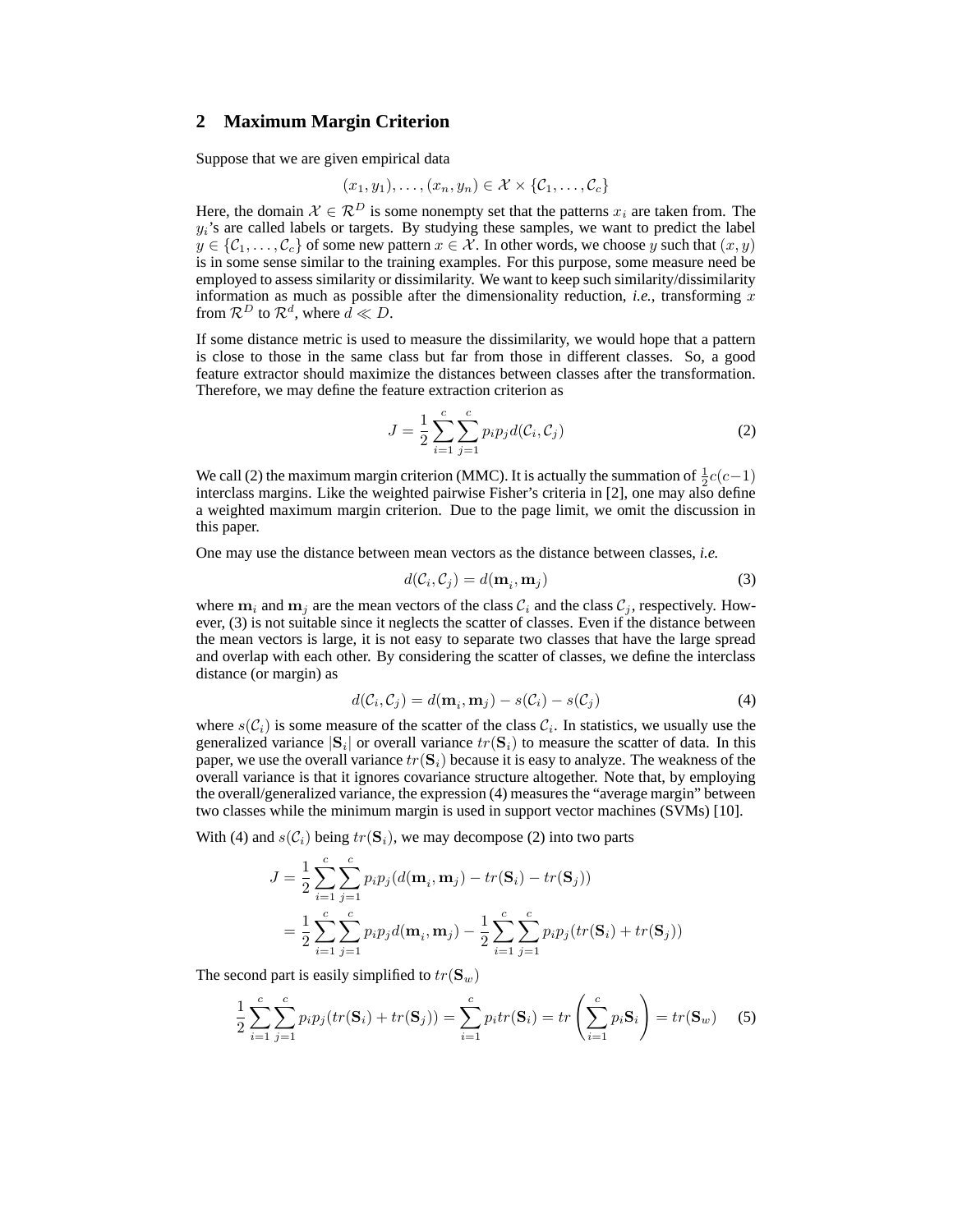## 2 Maximum Margin Criterion

Suppose that we are given empirical data

$$(x_1, y_1), \ldots, (x_n, y_n) \in \mathcal{X} \times \{\mathcal{C}_1, \ldots, \mathcal{C}_c\}$$

Here, the domain $\mathcal{X} \in \mathcal{R}^D$ is some nonempty set that the patterns $x_i$ are taken from. The $y_i$'s are called labels or targets. By studying these samples, we want to predict the label $y \in \{\mathcal{C}_1, \ldots, \mathcal{C}_c\}$ of some new pattern $x \in \mathcal{X}$. In other words, we choose $y$ such that $(x, y)$ is in some sense similar to the training examples. For this purpose, some measure need be employed to assess similarity or dissimilarity. We want to keep such similarity/dissimilarity information as much as possible after the dimensionality reduction, *i.e.*, transforming $x$ from $\mathcal{R}^D$ to $\mathcal{R}^d$, where $d \ll D$.

If some distance metric is used to measure the dissimilarity, we would hope that a pattern is close to those in the same class but far from those in different classes. So, a good feature extractor should maximize the distances between classes after the transformation. Therefore, we may define the feature extraction criterion as

$$J = \frac{1}{2} \sum_{i=1}^{c} \sum_{j=1}^{c} p_i p_j d(\mathcal{C}_i, \mathcal{C}_j) \tag{2}$$

We call (2) the maximum margin criterion (MMC). It is actually the summation of $\frac{1}{2}c(c-1)$ interclass margins. Like the weighted pairwise Fisher's criteria in [2], one may also define a weighted maximum margin criterion. Due to the page limit, we omit the discussion in this paper.

One may use the distance between mean vectors as the distance between classes, *i.e.*

$$d(\mathcal{C}_i, \mathcal{C}_j) = d(\mathbf{m}_i, \mathbf{m}_j) \tag{3}$$

where $\mathbf{m}_i$ and $\mathbf{m}_j$ are the mean vectors of the class $\mathcal{C}_i$ and the class $\mathcal{C}_j$, respectively. However, (3) is not suitable since it neglects the scatter of classes. Even if the distance between the mean vectors is large, it is not easy to separate two classes that have the large spread and overlap with each other. By considering the scatter of classes, we define the interclass distance (or margin) as

$$d(\mathcal{C}_i, \mathcal{C}_j) = d(\mathbf{m}_i, \mathbf{m}_j) - s(\mathcal{C}_i) - s(\mathcal{C}_j) \tag{4}$$

where $s(\mathcal{C}_i)$ is some measure of the scatter of the class $\mathcal{C}_i$. In statistics, we usually use the generalized variance $|\mathbf{S}_i|$ or overall variance $tr(\mathbf{S}_i)$ to measure the scatter of data. In this paper, we use the overall variance $tr(\mathbf{S}_i)$ because it is easy to analyze. The weakness of the overall variance is that it ignores covariance structure altogether. Note that, by employing the overall/generalized variance, the expression (4) measures the "average margin" between two classes while the minimum margin is used in support vector machines (SVMs) [10].

With (4) and $s(\mathcal{C}_i)$ being $tr(\mathbf{S}_i)$, we may decompose (2) into two parts

$$\begin{aligned} J &= \frac{1}{2} \sum_{i=1}^{c} \sum_{j=1}^{c} p_i p_j (d(\mathbf{m}_i, \mathbf{m}_j) - tr(\mathbf{S}_i) - tr(\mathbf{S}_j)) \\ &= \frac{1}{2} \sum_{i=1}^{c} \sum_{j=1}^{c} p_i p_j d(\mathbf{m}_i, \mathbf{m}_j) - \frac{1}{2} \sum_{i=1}^{c} \sum_{j=1}^{c} p_i p_j (tr(\mathbf{S}_i) + tr(\mathbf{S}_j)) \end{aligned}$$

The second part is easily simplified to $tr(\mathbf{S}_w)$

$$\frac{1}{2} \sum_{i=1}^{c} \sum_{j=1}^{c} p_i p_j (tr(\mathbf{S}_i) + tr(\mathbf{S}_j)) = \sum_{i=1}^{c} p_i tr(\mathbf{S}_i) = tr\left(\sum_{i=1}^{c} p_i \mathbf{S}_i\right) = tr(\mathbf{S}_w) \tag{5}$$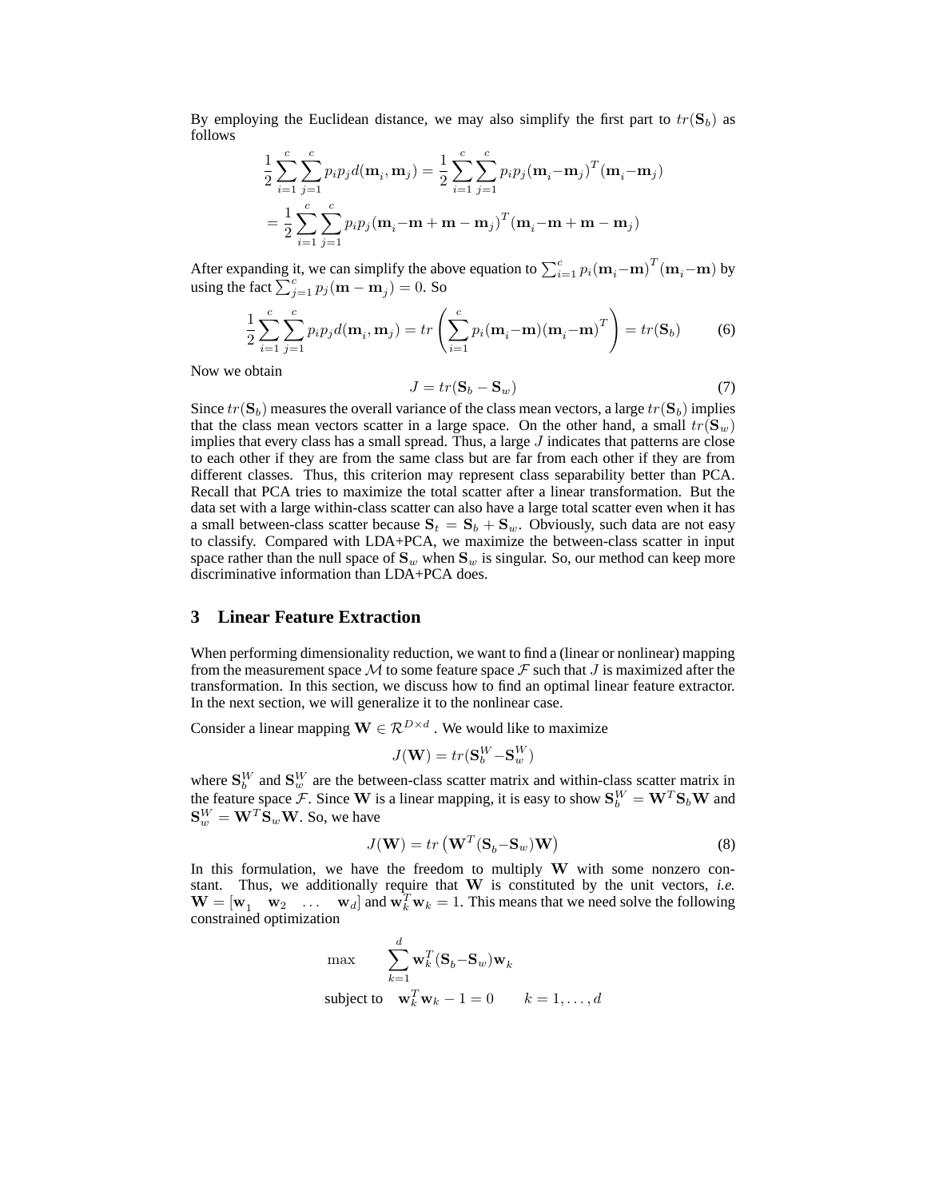By employing the Euclidean distance, we may also simplify the first part to $tr(\mathbf{S}_b)$ as follows

$$\frac{1}{2}\sum_{i=1}^{c}\sum_{j=1}^{c} p_i p_j d(\mathbf{m}_i, \mathbf{m}_j) = \frac{1}{2}\sum_{i=1}^{c}\sum_{j=1}^{c} p_i p_j (\mathbf{m}_i - \mathbf{m}_j)^T (\mathbf{m}_i - \mathbf{m}_j)$$

$$= \frac{1}{2}\sum_{i=1}^{c}\sum_{j=1}^{c} p_i p_j (\mathbf{m}_i - \mathbf{m} + \mathbf{m} - \mathbf{m}_j)^T (\mathbf{m}_i - \mathbf{m} + \mathbf{m} - \mathbf{m}_j)$$

After expanding it, we can simplify the above equation to $\sum_{i=1}^{c} p_i (\mathbf{m}_i - \mathbf{m})^T (\mathbf{m}_i - \mathbf{m})$ by using the fact $\sum_{j=1}^{c} p_j (\mathbf{m} - \mathbf{m}_j) = 0$. So

$$\frac{1}{2}\sum_{i=1}^{c}\sum_{j=1}^{c} p_i p_j d(\mathbf{m}_i, \mathbf{m}_j) = tr\left(\sum_{i=1}^{c} p_i (\mathbf{m}_i - \mathbf{m})(\mathbf{m}_i - \mathbf{m})^T\right) = tr(\mathbf{S}_b) \tag{6}$$

Now we obtain

$$J = tr(\mathbf{S}_b - \mathbf{S}_w) \tag{7}$$

Since $tr(\mathbf{S}_b)$ measures the overall variance of the class mean vectors, a large $tr(\mathbf{S}_b)$ implies that the class mean vectors scatter in a large space. On the other hand, a small $tr(\mathbf{S}_w)$ implies that every class has a small spread. Thus, a large $J$ indicates that patterns are close to each other if they are from the same class but are far from each other if they are from different classes. Thus, this criterion may represent class separability better than PCA. Recall that PCA tries to maximize the total scatter after a linear transformation. But the data set with a large within-class scatter can also have a large total scatter even when it has a small between-class scatter because $\mathbf{S}_t = \mathbf{S}_b + \mathbf{S}_w$. Obviously, such data are not easy to classify. Compared with LDA+PCA, we maximize the between-class scatter in input space rather than the null space of $\mathbf{S}_w$ when $\mathbf{S}_w$ is singular. So, our method can keep more discriminative information than LDA+PCA does.

## 3 Linear Feature Extraction

When performing dimensionality reduction, we want to find a (linear or nonlinear) mapping from the measurement space $\mathcal{M}$ to some feature space $\mathcal{F}$ such that $J$ is maximized after the transformation. In this section, we discuss how to find an optimal linear feature extractor. In the next section, we will generalize it to the nonlinear case.

Consider a linear mapping $\mathbf{W} \in \mathcal{R}^{D \times d}$ . We would like to maximize

$$J(\mathbf{W}) = tr(\mathbf{S}_b^W - \mathbf{S}_w^W)$$

where $\mathbf{S}_b^W$ and $\mathbf{S}_w^W$ are the between-class scatter matrix and within-class scatter matrix in the feature space $\mathcal{F}$. Since $\mathbf{W}$ is a linear mapping, it is easy to show $\mathbf{S}_b^W = \mathbf{W}^T \mathbf{S}_b \mathbf{W}$ and $\mathbf{S}_w^W = \mathbf{W}^T \mathbf{S}_w \mathbf{W}$. So, we have

$$J(\mathbf{W}) = tr\left(\mathbf{W}^T (\mathbf{S}_b - \mathbf{S}_w) \mathbf{W}\right) \tag{8}$$

In this formulation, we have the freedom to multiply $\mathbf{W}$ with some nonzero constant. Thus, we additionally require that $\mathbf{W}$ is constituted by the unit vectors, *i.e.* $\mathbf{W} = [\mathbf{w}_1 \quad \mathbf{w}_2 \quad \ldots \quad \mathbf{w}_d]$ and $\mathbf{w}_k^T \mathbf{w}_k = 1$. This means that we need solve the following constrained optimization

$$\max \qquad \sum_{k=1}^{d} \mathbf{w}_k^T (\mathbf{S}_b - \mathbf{S}_w) \mathbf{w}_k$$

$$\text{subject to} \quad \mathbf{w}_k^T \mathbf{w}_k - 1 = 0 \qquad k = 1, \ldots, d$$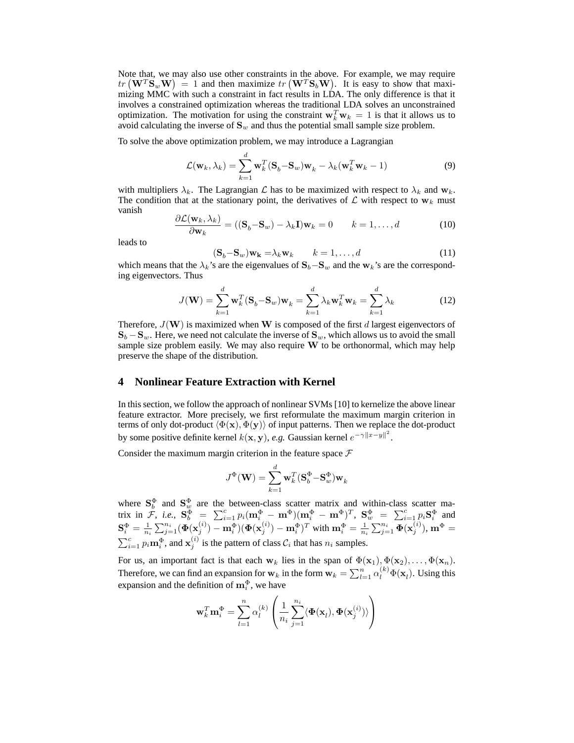Note that, we may also use other constraints in the above. For example, we may require $tr\left(\mathbf{W}^T\mathbf{S}_w\mathbf{W}\right) = 1$ and then maximize $tr\left(\mathbf{W}^T\mathbf{S}_b\mathbf{W}\right)$. It is easy to show that maximizing MMC with such a constraint in fact results in LDA. The only difference is that it involves a constrained optimization whereas the traditional LDA solves an unconstrained optimization. The motivation for using the constraint $\mathbf{w}_k^T\mathbf{w}_k = 1$ is that it allows us to avoid calculating the inverse of $\mathbf{S}_w$ and thus the potential small sample size problem.

To solve the above optimization problem, we may introduce a Lagrangian

$$\mathcal{L}(\mathbf{w}_k, \lambda_k) = \sum_{k=1}^{d} \mathbf{w}_k^T(\mathbf{S}_b - \mathbf{S}_w)\mathbf{w}_k - \lambda_k(\mathbf{w}_k^T\mathbf{w}_k - 1) \tag{9}$$

with multipliers $\lambda_k$. The Lagrangian $\mathcal{L}$ has to be maximized with respect to $\lambda_k$ and $\mathbf{w}_k$. The condition that at the stationary point, the derivatives of $\mathcal{L}$ with respect to $\mathbf{w}_k$ must vanish

$$\frac{\partial \mathcal{L}(\mathbf{w}_k, \lambda_k)}{\partial \mathbf{w}_k} = ((\mathbf{S}_b - \mathbf{S}_w) - \lambda_k\mathbf{I})\mathbf{w}_k = 0 \qquad k = 1, \ldots, d \tag{10}$$

leads to

$$(\mathbf{S}_b - \mathbf{S}_w)\mathbf{w_k} = \lambda_k\mathbf{w}_k \qquad k = 1, \ldots, d \tag{11}$$

which means that the $\lambda_k$'s are the eigenvalues of $\mathbf{S}_b - \mathbf{S}_w$ and the $\mathbf{w}_k$'s are the corresponding eigenvectors. Thus

$$J(\mathbf{W}) = \sum_{k=1}^{d} \mathbf{w}_k^T(\mathbf{S}_b - \mathbf{S}_w)\mathbf{w}_k = \sum_{k=1}^{d} \lambda_k \mathbf{w}_k^T\mathbf{w}_k = \sum_{k=1}^{d} \lambda_k \tag{12}$$

Therefore, $J(\mathbf{W})$ is maximized when $\mathbf{W}$ is composed of the first $d$ largest eigenvectors of $\mathbf{S}_b - \mathbf{S}_w$. Here, we need not calculate the inverse of $\mathbf{S}_w$, which allows us to avoid the small sample size problem easily. We may also require $\mathbf{W}$ to be orthonormal, which may help preserve the shape of the distribution.

## 4 Nonlinear Feature Extraction with Kernel

In this section, we follow the approach of nonlinear SVMs [10] to kernelize the above linear feature extractor. More precisely, we first reformulate the maximum margin criterion in terms of only dot-product $\langle \Phi(\mathbf{x}), \Phi(\mathbf{y}) \rangle$ of input patterns. Then we replace the dot-product by some positive definite kernel $k(\mathbf{x}, \mathbf{y})$, *e.g.* Gaussian kernel $e^{-\gamma\|x-y\|^2}$.

Consider the maximum margin criterion in the feature space $\mathcal{F}$

$$J^{\Phi}(\mathbf{W}) = \sum_{k=1}^{d} \mathbf{w}_k^T(\mathbf{S}_b^{\Phi} - \mathbf{S}_w^{\Phi})\mathbf{w}_k$$

where $\mathbf{S}_b^{\Phi}$ and $\mathbf{S}_w^{\Phi}$ are the between-class scatter matrix and within-class scatter matrix in $\mathcal{F}$, *i.e.*, $\mathbf{S}_b^{\Phi} = \sum_{i=1}^{c} p_i(\mathbf{m}_i^{\Phi} - \mathbf{m}^{\Phi})(\mathbf{m}_i^{\Phi} - \mathbf{m}^{\Phi})^T$, $\mathbf{S}_w^{\Phi} = \sum_{i=1}^{c} p_i \mathbf{S}_i^{\Phi}$ and $\mathbf{S}_i^{\Phi} = \frac{1}{n_i}\sum_{j=1}^{n_i}(\mathbf{\Phi}(\mathbf{x}_j^{(i)}) - \mathbf{m}_i^{\Phi})(\mathbf{\Phi}(\mathbf{x}_j^{(i)}) - \mathbf{m}_i^{\Phi})^T$ with $\mathbf{m}_i^{\Phi} = \frac{1}{n_i}\sum_{j=1}^{n_i}\mathbf{\Phi}(\mathbf{x}_j^{(i)})$, $\mathbf{m}^{\Phi} = \sum_{i=1}^{c} p_i \mathbf{m}_i^{\Phi}$, and $\mathbf{x}_j^{(i)}$ is the pattern of class $\mathcal{C}_i$ that has $n_i$ samples.

For us, an important fact is that each $\mathbf{w}_k$ lies in the span of $\Phi(\mathbf{x}_1), \Phi(\mathbf{x}_2), \ldots, \Phi(\mathbf{x}_n)$. Therefore, we can find an expansion for $\mathbf{w}_k$ in the form $\mathbf{w}_k = \sum_{l=1}^{n} \alpha_l^{(k)} \Phi(\mathbf{x}_l)$. Using this expansion and the definition of $\mathbf{m}_i^{\Phi}$, we have

$$\mathbf{w}_k^T \mathbf{m}_i^{\Phi} = \sum_{l=1}^{n} \alpha_l^{(k)} \left( \frac{1}{n_i} \sum_{j=1}^{n_i} \langle \mathbf{\Phi}(\mathbf{x}_l), \mathbf{\Phi}(\mathbf{x}_j^{(i)}) \rangle \right)$$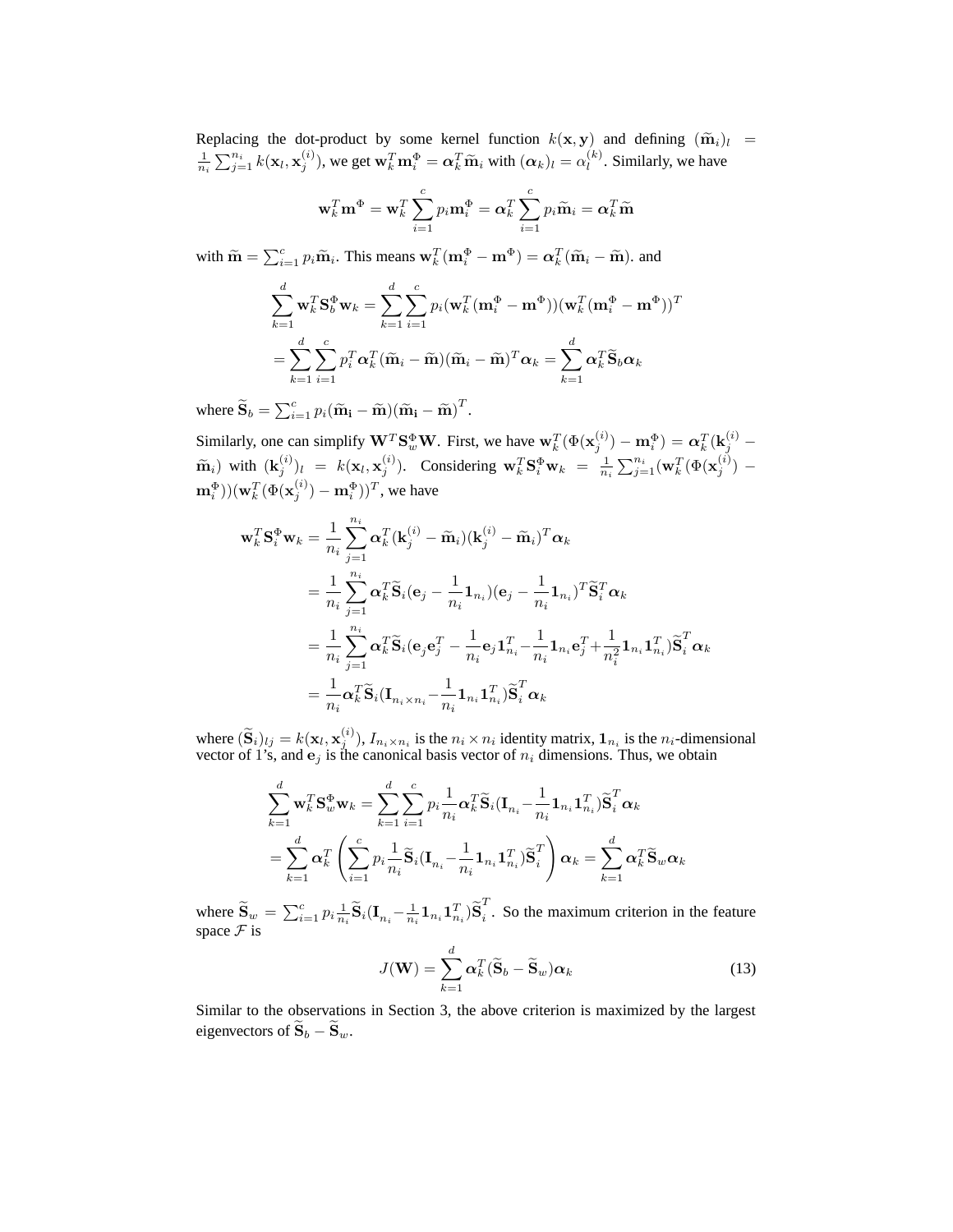Replacing the dot-product by some kernel function $k(\mathbf{x}, \mathbf{y})$ and defining $(\widetilde{\mathbf{m}}_i)_l = \frac{1}{n_i}\sum_{j=1}^{n_i} k(\mathbf{x}_l, \mathbf{x}_j^{(i)})$, we get $\mathbf{w}_k^T \mathbf{m}_i^\Phi = \boldsymbol{\alpha}_k^T \widetilde{\mathbf{m}}_i$ with $(\boldsymbol{\alpha}_k)_l = \alpha_l^{(k)}$. Similarly, we have

$$\mathbf{w}_k^T \mathbf{m}^\Phi = \mathbf{w}_k^T \sum_{i=1}^{c} p_i \mathbf{m}_i^\Phi = \boldsymbol{\alpha}_k^T \sum_{i=1}^{c} p_i \widetilde{\mathbf{m}}_i = \boldsymbol{\alpha}_k^T \widetilde{\mathbf{m}}$$

with $\widetilde{\mathbf{m}} = \sum_{i=1}^{c} p_i \widetilde{\mathbf{m}}_i$. This means $\mathbf{w}_k^T(\mathbf{m}_i^\Phi - \mathbf{m}^\Phi) = \boldsymbol{\alpha}_k^T(\widetilde{\mathbf{m}}_i - \widetilde{\mathbf{m}})$. and

$$\begin{aligned}
\sum_{k=1}^{d} \mathbf{w}_k^T \mathbf{S}_b^\Phi \mathbf{w}_k &= \sum_{k=1}^{d}\sum_{i=1}^{c} p_i (\mathbf{w}_k^T(\mathbf{m}_i^\Phi - \mathbf{m}^\Phi))(\mathbf{w}_k^T(\mathbf{m}_i^\Phi - \mathbf{m}^\Phi))^T \\
&= \sum_{k=1}^{d}\sum_{i=1}^{c} p_i^T \boldsymbol{\alpha}_k^T (\widetilde{\mathbf{m}}_i - \widetilde{\mathbf{m}})(\widetilde{\mathbf{m}}_i - \widetilde{\mathbf{m}})^T \boldsymbol{\alpha}_k = \sum_{k=1}^{d} \boldsymbol{\alpha}_k^T \widetilde{\mathbf{S}}_b \boldsymbol{\alpha}_k
\end{aligned}$$

where $\widetilde{\mathbf{S}}_b = \sum_{i=1}^{c} p_i(\widetilde{\mathbf{m}}_\mathbf{i} - \widetilde{\mathbf{m}})(\widetilde{\mathbf{m}}_\mathbf{i} - \widetilde{\mathbf{m}})^T$.

Similarly, one can simplify $\mathbf{W}^T \mathbf{S}_w^\Phi \mathbf{W}$. First, we have $\mathbf{w}_k^T(\Phi(\mathbf{x}_j^{(i)}) - \mathbf{m}_i^\Phi) = \boldsymbol{\alpha}_k^T(\mathbf{k}_j^{(i)} - \widetilde{\mathbf{m}}_i)$ with $(\mathbf{k}_j^{(i)})_l = k(\mathbf{x}_l, \mathbf{x}_j^{(i)})$. Considering $\mathbf{w}_k^T \mathbf{S}_i^\Phi \mathbf{w}_k = \frac{1}{n_i}\sum_{j=1}^{n_i}(\mathbf{w}_k^T(\Phi(\mathbf{x}_j^{(i)}) - \mathbf{m}_i^\Phi))(\mathbf{w}_k^T(\Phi(\mathbf{x}_j^{(i)}) - \mathbf{m}_i^\Phi))^T$, we have

$$\begin{aligned}
\mathbf{w}_k^T \mathbf{S}_i^\Phi \mathbf{w}_k &= \frac{1}{n_i}\sum_{j=1}^{n_i} \boldsymbol{\alpha}_k^T(\mathbf{k}_j^{(i)} - \widetilde{\mathbf{m}}_i)(\mathbf{k}_j^{(i)} - \widetilde{\mathbf{m}}_i)^T \boldsymbol{\alpha}_k \\
&= \frac{1}{n_i}\sum_{j=1}^{n_i} \boldsymbol{\alpha}_k^T \widetilde{\mathbf{S}}_i (\mathbf{e}_j - \frac{1}{n_i}\mathbf{1}_{n_i})(\mathbf{e}_j - \frac{1}{n_i}\mathbf{1}_{n_i})^T \widetilde{\mathbf{S}}_i^T \boldsymbol{\alpha}_k \\
&= \frac{1}{n_i}\sum_{j=1}^{n_i} \boldsymbol{\alpha}_k^T \widetilde{\mathbf{S}}_i (\mathbf{e}_j \mathbf{e}_j^T - \frac{1}{n_i}\mathbf{e}_j \mathbf{1}_{n_i}^T - \frac{1}{n_i}\mathbf{1}_{n_i}\mathbf{e}_j^T + \frac{1}{n_i^2}\mathbf{1}_{n_i}\mathbf{1}_{n_i}^T) \widetilde{\mathbf{S}}_i^T \boldsymbol{\alpha}_k \\
&= \frac{1}{n_i} \boldsymbol{\alpha}_k^T \widetilde{\mathbf{S}}_i (\mathbf{I}_{n_i \times n_i} - \frac{1}{n_i}\mathbf{1}_{n_i}\mathbf{1}_{n_i}^T) \widetilde{\mathbf{S}}_i^T \boldsymbol{\alpha}_k
\end{aligned}$$

where $(\widetilde{\mathbf{S}}_i)_{lj} = k(\mathbf{x}_l, \mathbf{x}_j^{(i)})$, $I_{n_i \times n_i}$ is the $n_i \times n_i$ identity matrix, $\mathbf{1}_{n_i}$ is the $n_i$-dimensional vector of 1's, and $\mathbf{e}_j$ is the canonical basis vector of $n_i$ dimensions. Thus, we obtain

$$\begin{aligned}
\sum_{k=1}^{d} \mathbf{w}_k^T \mathbf{S}_w^\Phi \mathbf{w}_k &= \sum_{k=1}^{d}\sum_{i=1}^{c} p_i \frac{1}{n_i} \boldsymbol{\alpha}_k^T \widetilde{\mathbf{S}}_i (\mathbf{I}_{n_i} - \frac{1}{n_i}\mathbf{1}_{n_i}\mathbf{1}_{n_i}^T) \widetilde{\mathbf{S}}_i^T \boldsymbol{\alpha}_k \\
&= \sum_{k=1}^{d} \boldsymbol{\alpha}_k^T \left( \sum_{i=1}^{c} p_i \frac{1}{n_i} \widetilde{\mathbf{S}}_i (\mathbf{I}_{n_i} - \frac{1}{n_i}\mathbf{1}_{n_i}\mathbf{1}_{n_i}^T) \widetilde{\mathbf{S}}_i^T \right) \boldsymbol{\alpha}_k = \sum_{k=1}^{d} \boldsymbol{\alpha}_k^T \widetilde{\mathbf{S}}_w \boldsymbol{\alpha}_k
\end{aligned}$$

where $\widetilde{\mathbf{S}}_w = \sum_{i=1}^{c} p_i \frac{1}{n_i} \widetilde{\mathbf{S}}_i (\mathbf{I}_{n_i} - \frac{1}{n_i}\mathbf{1}_{n_i}\mathbf{1}_{n_i}^T) \widetilde{\mathbf{S}}_i^T$. So the maximum criterion in the feature space $\mathcal{F}$ is

$$J(\mathbf{W}) = \sum_{k=1}^{d} \boldsymbol{\alpha}_k^T (\widetilde{\mathbf{S}}_b - \widetilde{\mathbf{S}}_w) \boldsymbol{\alpha}_k \tag{13}$$

Similar to the observations in Section 3, the above criterion is maximized by the largest eigenvectors of $\widetilde{\mathbf{S}}_b - \widetilde{\mathbf{S}}_w$.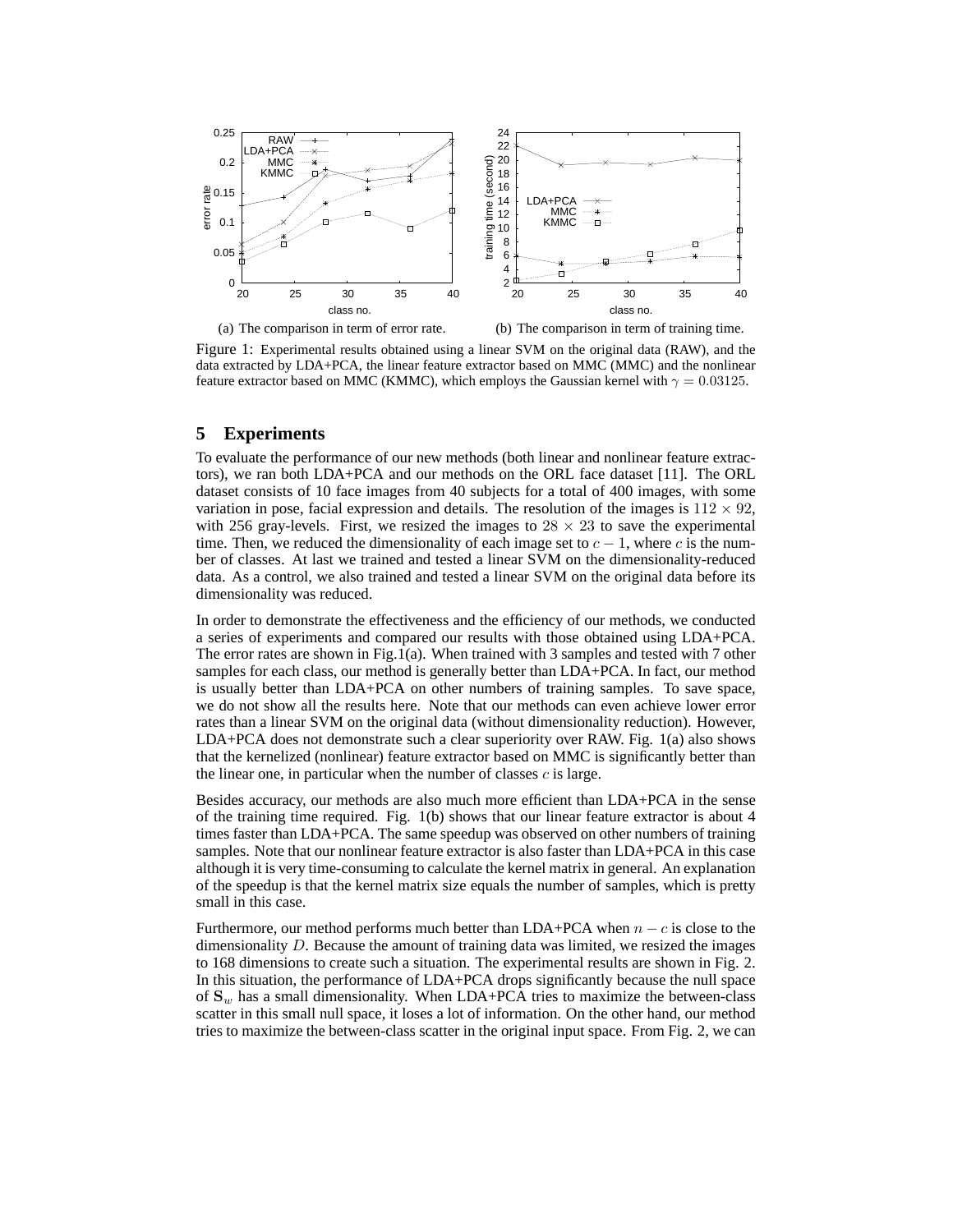(a) The comparison in term of error rate.

(b) The comparison in term of training time.

Figure 1: Experimental results obtained using a linear SVM on the original data (RAW), and the data extracted by LDA+PCA, the linear feature extractor based on MMC (MMC) and the nonlinear feature extractor based on MMC (KMMC), which employs the Gaussian kernel with $\gamma = 0.03125$.

## 5 Experiments

To evaluate the performance of our new methods (both linear and nonlinear feature extractors), we ran both LDA+PCA and our methods on the ORL face dataset [11]. The ORL dataset consists of 10 face images from 40 subjects for a total of 400 images, with some variation in pose, facial expression and details. The resolution of the images is $112 \times 92$, with 256 gray-levels. First, we resized the images to $28 \times 23$ to save the experimental time. Then, we reduced the dimensionality of each image set to $c - 1$, where $c$ is the number of classes. At last we trained and tested a linear SVM on the dimensionality-reduced data. As a control, we also trained and tested a linear SVM on the original data before its dimensionality was reduced.

In order to demonstrate the effectiveness and the efficiency of our methods, we conducted a series of experiments and compared our results with those obtained using LDA+PCA. The error rates are shown in Fig.1(a). When trained with 3 samples and tested with 7 other samples for each class, our method is generally better than LDA+PCA. In fact, our method is usually better than LDA+PCA on other numbers of training samples. To save space, we do not show all the results here. Note that our methods can even achieve lower error rates than a linear SVM on the original data (without dimensionality reduction). However, LDA+PCA does not demonstrate such a clear superiority over RAW. Fig. 1(a) also shows that the kernelized (nonlinear) feature extractor based on MMC is significantly better than the linear one, in particular when the number of classes $c$ is large.

Besides accuracy, our methods are also much more efficient than LDA+PCA in the sense of the training time required. Fig. 1(b) shows that our linear feature extractor is about 4 times faster than LDA+PCA. The same speedup was observed on other numbers of training samples. Note that our nonlinear feature extractor is also faster than LDA+PCA in this case although it is very time-consuming to calculate the kernel matrix in general. An explanation of the speedup is that the kernel matrix size equals the number of samples, which is pretty small in this case.

Furthermore, our method performs much better than LDA+PCA when $n - c$ is close to the dimensionality $D$. Because the amount of training data was limited, we resized the images to 168 dimensions to create such a situation. The experimental results are shown in Fig. 2. In this situation, the performance of LDA+PCA drops significantly because the null space of $\mathbf{S}_w$ has a small dimensionality. When LDA+PCA tries to maximize the between-class scatter in this small null space, it loses a lot of information. On the other hand, our method tries to maximize the between-class scatter in the original input space. From Fig. 2, we can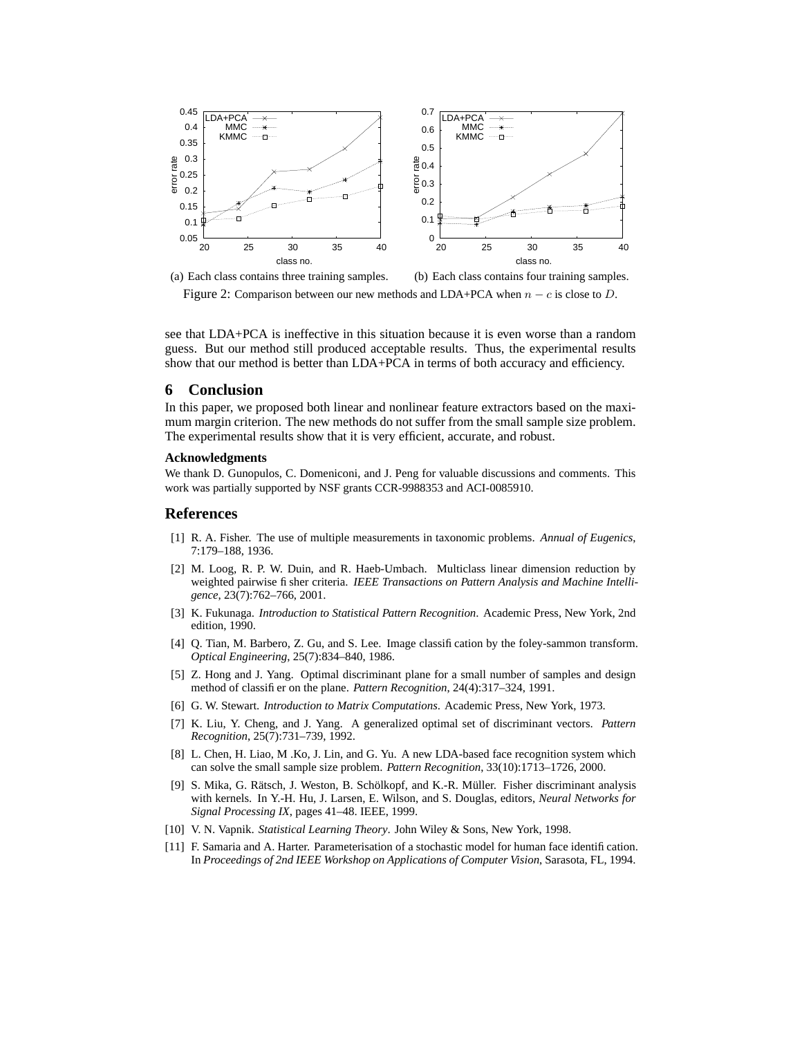0.45
0.4
0.35
0.3
0.25
0.2
0.15
0.1
0.05
error rate
LDA+PCA
MMC
KMMC
20 25 30 35 40
class no.

(a) Each class contains three training samples.

0.7
0.6
0.5
0.4
0.3
0.2
0.1
0
error rate
LDA+PCA
MMC
KMMC
20 25 30 35 40
class no.

(b) Each class contains four training samples.

Figure 2: Comparison between our new methods and LDA+PCA when $n - c$ is close to $D$.

see that LDA+PCA is ineffective in this situation because it is even worse than a random guess. But our method still produced acceptable results. Thus, the experimental results show that our method is better than LDA+PCA in terms of both accuracy and efficiency.

## 6 Conclusion

In this paper, we proposed both linear and nonlinear feature extractors based on the maximum margin criterion. The new methods do not suffer from the small sample size problem. The experimental results show that it is very efficient, accurate, and robust.

### Acknowledgments

We thank D. Gunopulos, C. Domeniconi, and J. Peng for valuable discussions and comments. This work was partially supported by NSF grants CCR-9988353 and ACI-0085910.

## References

[1] R. A. Fisher. The use of multiple measurements in taxonomic problems. *Annual of Eugenics*, 7:179–188, 1936.

[2] M. Loog, R. P. W. Duin, and R. Haeb-Umbach. Multiclass linear dimension reduction by weighted pairwise fisher criteria. *IEEE Transactions on Pattern Analysis and Machine Intelligence*, 23(7):762–766, 2001.

[3] K. Fukunaga. *Introduction to Statistical Pattern Recognition*. Academic Press, New York, 2nd edition, 1990.

[4] Q. Tian, M. Barbero, Z. Gu, and S. Lee. Image classification by the foley-sammon transform. *Optical Engineering*, 25(7):834–840, 1986.

[5] Z. Hong and J. Yang. Optimal discriminant plane for a small number of samples and design method of classifier on the plane. *Pattern Recognition*, 24(4):317–324, 1991.

[6] G. W. Stewart. *Introduction to Matrix Computations*. Academic Press, New York, 1973.

[7] K. Liu, Y. Cheng, and J. Yang. A generalized optimal set of discriminant vectors. *Pattern Recognition*, 25(7):731–739, 1992.

[8] L. Chen, H. Liao, M .Ko, J. Lin, and G. Yu. A new LDA-based face recognition system which can solve the small sample size problem. *Pattern Recognition*, 33(10):1713–1726, 2000.

[9] S. Mika, G. Rätsch, J. Weston, B. Schölkopf, and K.-R. Müller. Fisher discriminant analysis with kernels. In Y.-H. Hu, J. Larsen, E. Wilson, and S. Douglas, editors, *Neural Networks for Signal Processing IX*, pages 41–48. IEEE, 1999.

[10] V. N. Vapnik. *Statistical Learning Theory*. John Wiley & Sons, New York, 1998.

[11] F. Samaria and A. Harter. Parameterisation of a stochastic model for human face identification. In *Proceedings of 2nd IEEE Workshop on Applications of Computer Vision*, Sarasota, FL, 1994.